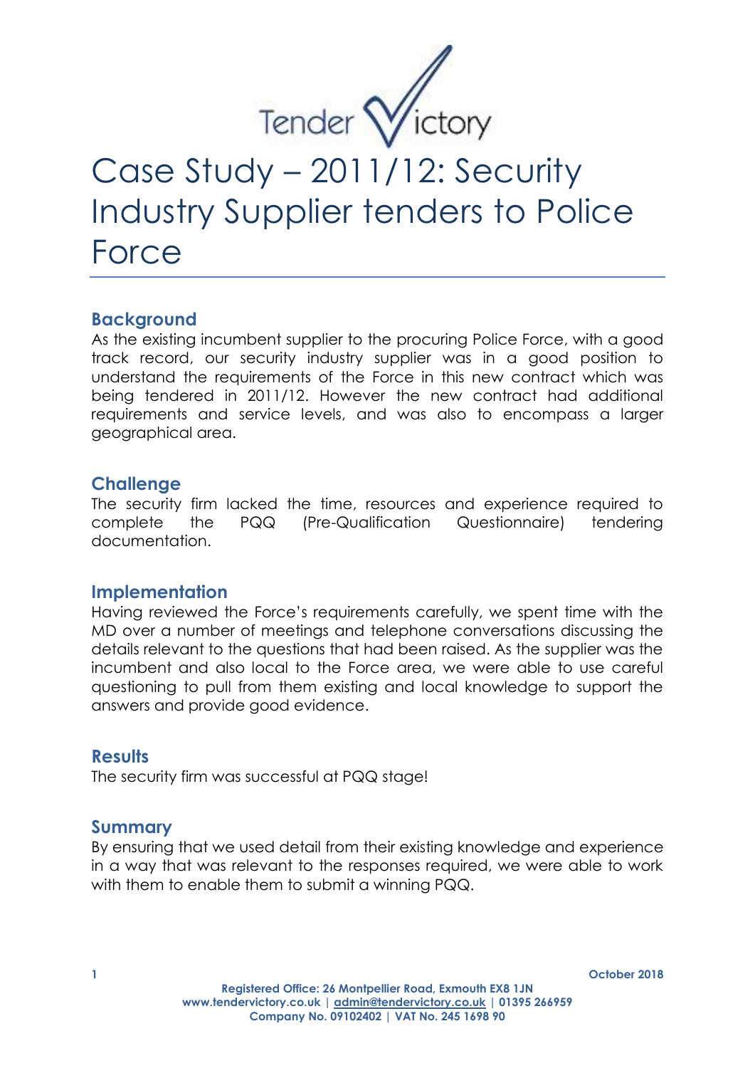Tender Victory

# Case Study – 2011/12: Security Industry Supplier tenders to Police Force

## Background

As the existing incumbent supplier to the procuring Police Force, with a good track record, our security industry supplier was in a good position to understand the requirements of the Force in this new contract which was being tendered in 2011/12. However the new contract had additional requirements and service levels, and was also to encompass a larger geographical area.

## Challenge

The security firm lacked the time, resources and experience required to complete the PQQ (Pre-Qualification Questionnaire) tendering documentation.

## Implementation

Having reviewed the Force's requirements carefully, we spent time with the MD over a number of meetings and telephone conversations discussing the details relevant to the questions that had been raised. As the supplier was the incumbent and also local to the Force area, we were able to use careful questioning to pull from them existing and local knowledge to support the answers and provide good evidence.

## Results

The security firm was successful at PQQ stage!

## Summary

By ensuring that we used detail from their existing knowledge and experience in a way that was relevant to the responses required, we were able to work with them to enable them to submit a winning PQQ.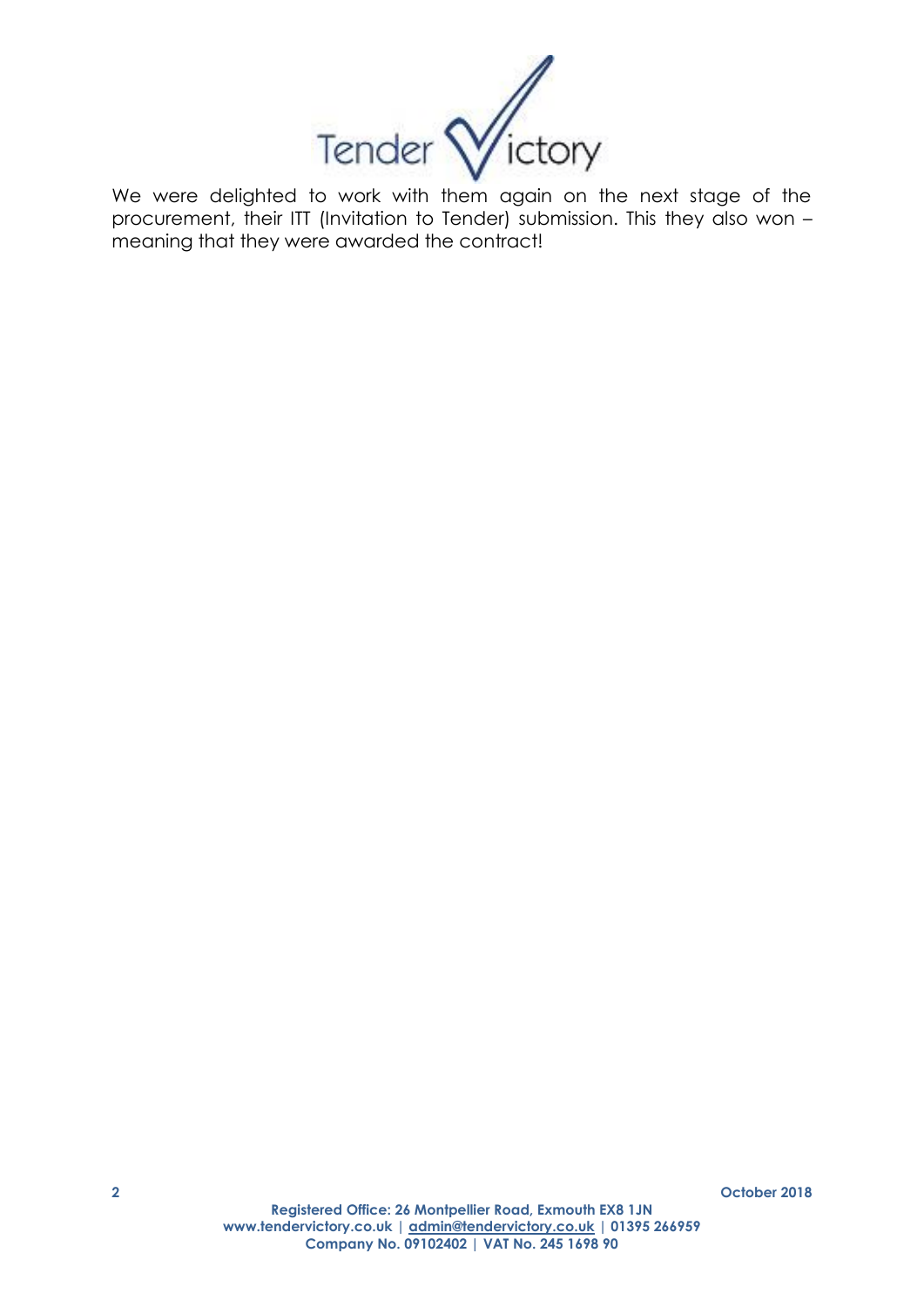We were delighted to work with them again on the next stage of the procurement, their ITT (Invitation to Tender) submission. This they also won – meaning that they were awarded the contract!